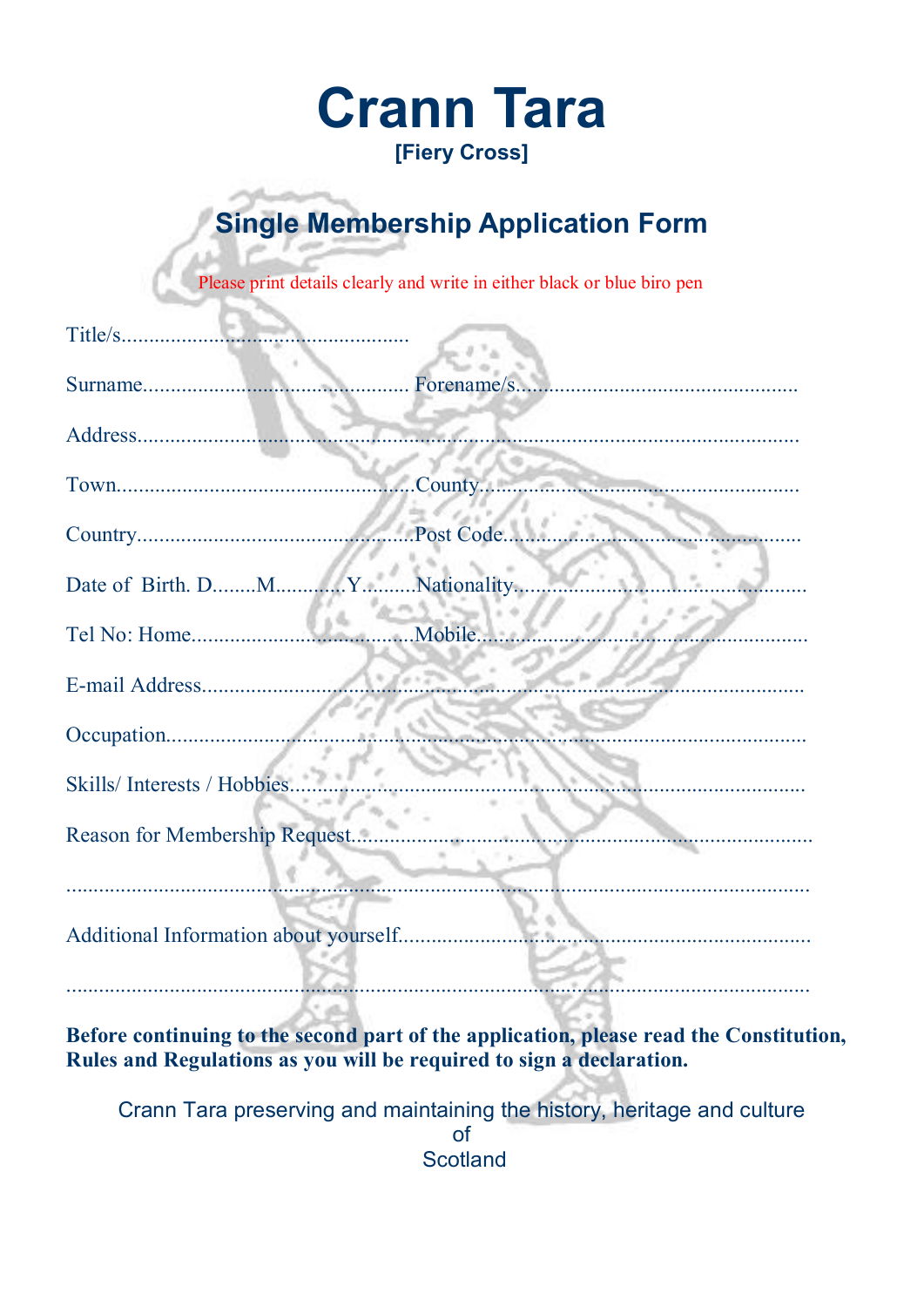# Crann Tara

**[Fiery Cross]**

## Single Membership Application Form

Please print details clearly and write in either black or blue biro pen

Title/s....................................................

Surname................................................ Forename/s...................................................

Address.........................................................................................................................

Town.....................................................County.........................................................

Country..................................................Post Code.....................................................

Date of Birth. D........M............Y.........Nationality.....................................................

Tel No: Home.......................................Mobile...........................................................

E-mail Address..............................................................................................................

Occupation....................................................................................................................

Skills/ Interests / Hobbies.............................................................................................

Reason for Membership Request...................................................................................

...........................................................................................................................................

Additional Information about yourself..........................................................................

...........................................................................................................................................

**Before continuing to the second part of the application, please read the Constitution, Rules and Regulations as you will be required to sign a declaration.**

Crann Tara preserving and maintaining the history, heritage and culture of Scotland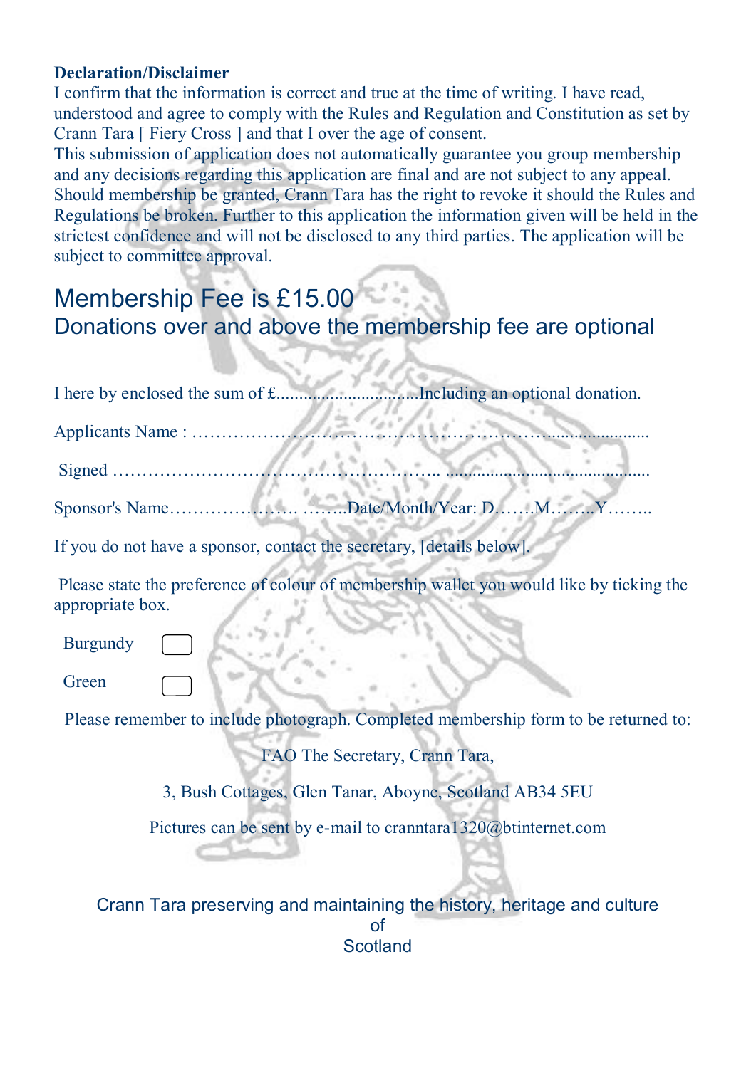**Declaration/Disclaimer**

I confirm that the information is correct and true at the time of writing. I have read, understood and agree to comply with the Rules and Regulation and Constitution as set by Crann Tara [ Fiery Cross ] and that I over the age of consent.
This submission of application does not automatically guarantee you group membership and any decisions regarding this application are final and are not subject to any appeal. Should membership be granted, Crann Tara has the right to revoke it should the Rules and Regulations be broken. Further to this application the information given will be held in the strictest confidence and will not be disclosed to any third parties. The application will be subject to committee approval.

## Membership Fee is £15.00

### Donations over and above the membership fee are optional

I here by enclosed the sum of £..............................Including an optional donation.

Applicants Name : ………………………………………………………......................

Signed ……………………………………………….. ............................................

Sponsor's Name…………………. ……..Date/Month/Year: D…….M……..Y……..

If you do not have a sponsor, contact the secretary, [details below].

Please state the preference of colour of membership wallet you would like by ticking the appropriate box.

Burgundy ☐

Green ☐

Please remember to include photograph. Completed membership form to be returned to:

FAO The Secretary, Crann Tara,

3, Bush Cottages, Glen Tanar, Aboyne, Scotland AB34 5EU

Pictures can be sent by e-mail to canntara1320@btinternet.com

Crann Tara preserving and maintaining the history, heritage and culture of Scotland